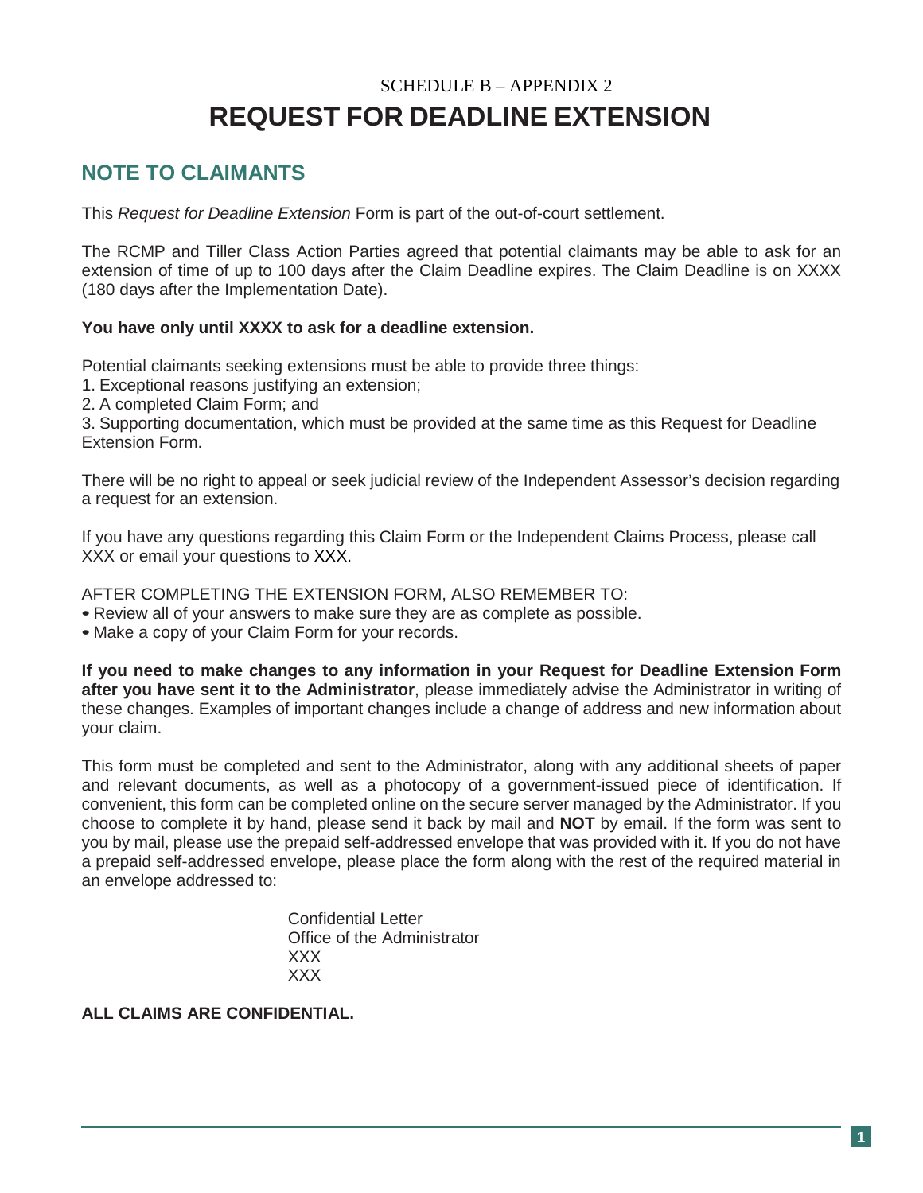SCHEDULE B – APPENDIX 2

# REQUEST FOR DEADLINE EXTENSION

## NOTE TO CLAIMANTS

This *Request for Deadline Extension* Form is part of the out-of-court settlement.

The RCMP and Tiller Class Action Parties agreed that potential claimants may be able to ask for an extension of time of up to 100 days after the Claim Deadline expires. The Claim Deadline is on XXXX (180 days after the Implementation Date).

**You have only until XXXX to ask for a deadline extension.**

Potential claimants seeking extensions must be able to provide three things:
1. Exceptional reasons justifying an extension;
2. A completed Claim Form; and
3. Supporting documentation, which must be provided at the same time as this Request for Deadline Extension Form.

There will be no right to appeal or seek judicial review of the Independent Assessor's decision regarding a request for an extension.

If you have any questions regarding this Claim Form or the Independent Claims Process, please call XXX or email your questions to XXX.

AFTER COMPLETING THE EXTENSION FORM, ALSO REMEMBER TO:
- Review all of your answers to make sure they are as complete as possible.
- Make a copy of your Claim Form for your records.

**If you need to make changes to any information in your Request for Deadline Extension Form after you have sent it to the Administrator**, please immediately advise the Administrator in writing of these changes. Examples of important changes include a change of address and new information about your claim.

This form must be completed and sent to the Administrator, along with any additional sheets of paper and relevant documents, as well as a photocopy of a government-issued piece of identification. If convenient, this form can be completed online on the secure server managed by the Administrator. If you choose to complete it by hand, please send it back by mail and **NOT** by email. If the form was sent to you by mail, please use the prepaid self-addressed envelope that was provided with it. If you do not have a prepaid self-addressed envelope, please place the form along with the rest of the required material in an envelope addressed to:

Confidential Letter
Office of the Administrator
XXX
XXX

**ALL CLAIMS ARE CONFIDENTIAL.**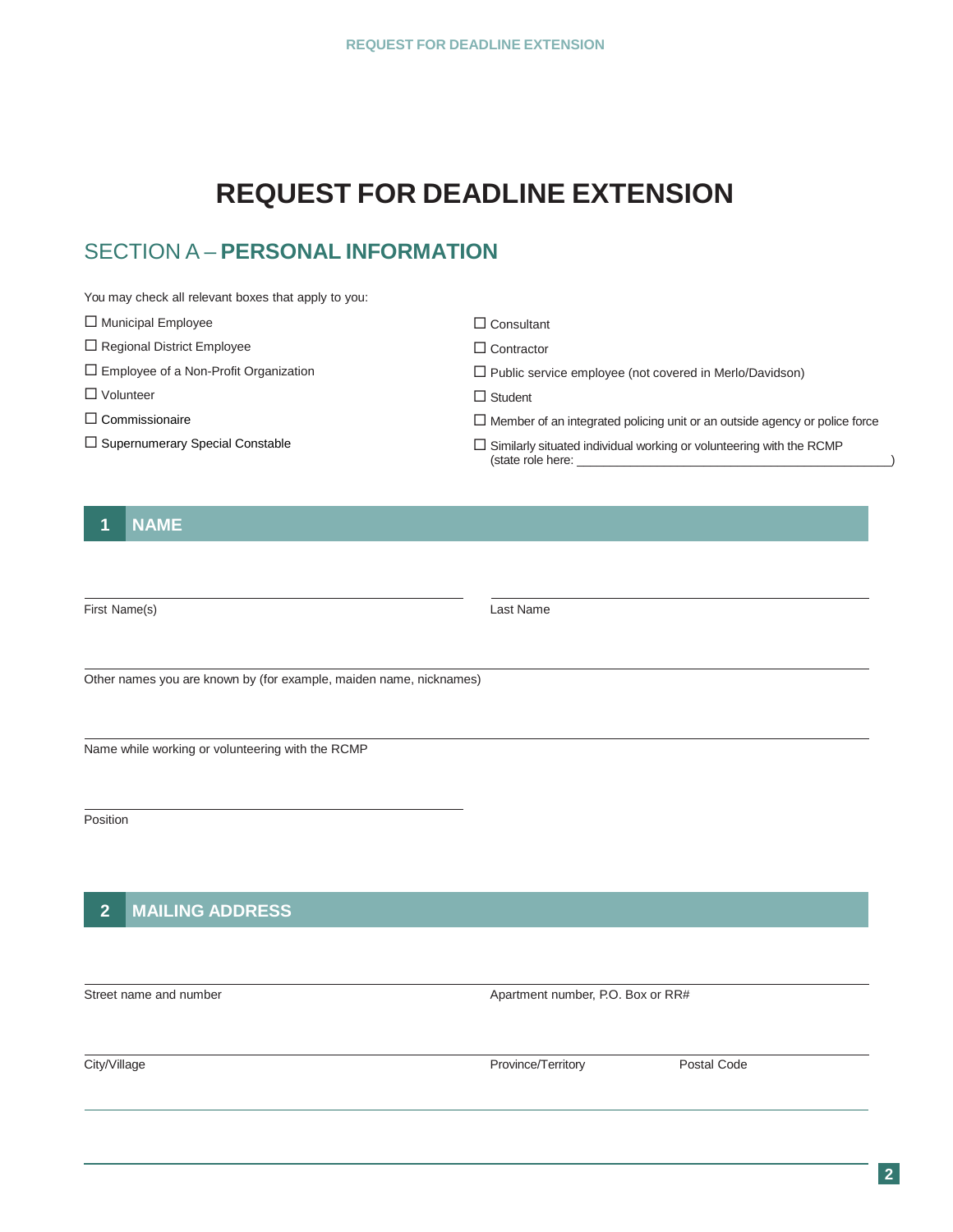# REQUEST FOR DEADLINE EXTENSION

## SECTION A – PERSONAL INFORMATION

You may check all relevant boxes that apply to you:

- ☐ Municipal Employee
- ☐ Regional District Employee
- ☐ Employee of a Non-Profit Organization
- ☐ Volunteer
- ☐ Commissionaire
- ☐ Supernumerary Special Constable
- ☐ Consultant
- ☐ Contractor
- ☐ Public service employee (not covered in Merlo/Davidson)
- ☐ Student
- ☐ Member of an integrated policing unit or an outside agency or police force
- ☐ Similarly situated individual working or volunteering with the RCMP (state role here: ______________________________)

### 1 NAME

First Name(s): ______________________ Last Name: ______________________

Other names you are known by (for example, maiden name, nicknames): ______________________

Name while working or volunteering with the RCMP: ______________________

Position: ______________________

### 2 MAILING ADDRESS

Street name and number: ______________________ Apartment number, P.O. Box or RR#: ______________________

City/Village: ______________________ Province/Territory: ______________________ Postal Code: ______________________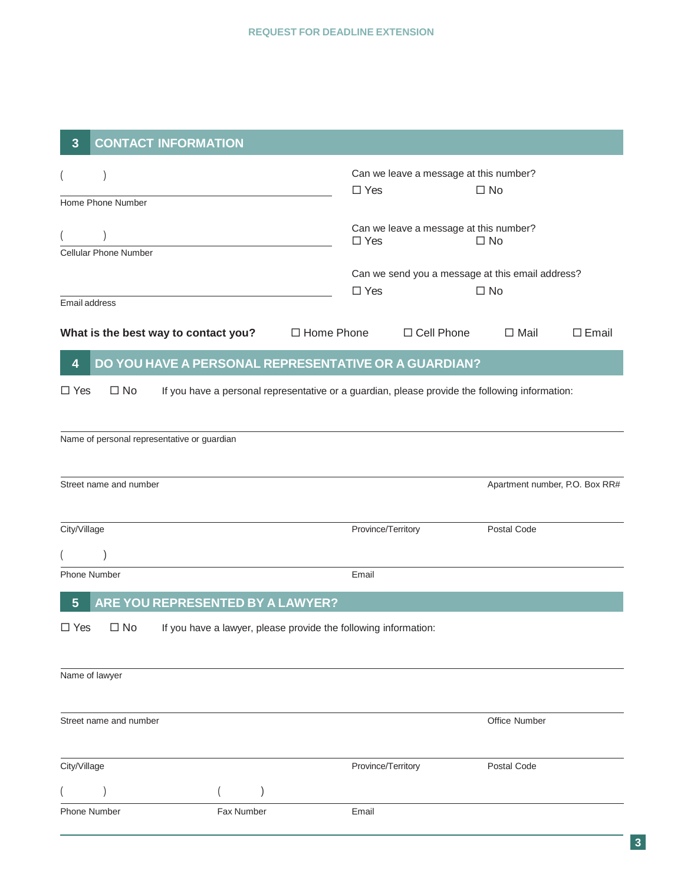## 3 CONTACT INFORMATION

( )

Home Phone Number

Can we leave a message at this number?

☐ Yes ☐ No

( )

Cellular Phone Number

Can we leave a message at this number?

☐ Yes ☐ No

Email address

Can we send you a message at this email address?

☐ Yes ☐ No

**What is the best way to contact you?** ☐ Home Phone ☐ Cell Phone ☐ Mail ☐ Email

## 4 DO YOU HAVE A PERSONAL REPRESENTATIVE OR A GUARDIAN?

☐ Yes ☐ No If you have a personal representative or a guardian, please provide the following information:

Name of personal representative or guardian

Street name and number | Apartment number, P.O. Box RR#

City/Village | Province/Territory | Postal Code

( )

Phone Number | Email

## 5 ARE YOU REPRESENTED BY A LAWYER?

☐ Yes ☐ No If you have a lawyer, please provide the following information:

Name of lawyer

Street name and number | Office Number

City/Village | Province/Territory | Postal Code

( ) ( )

Phone Number | Fax Number | Email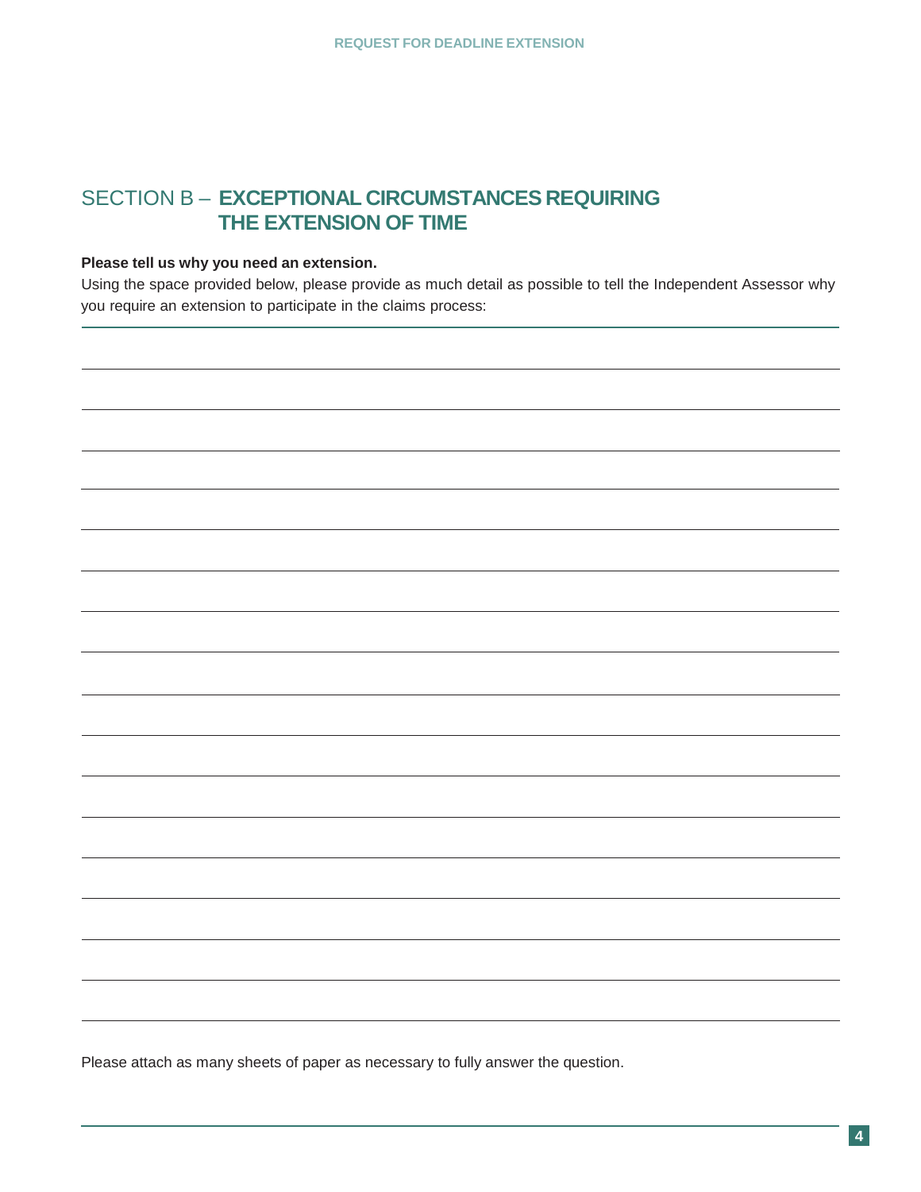## SECTION B – EXCEPTIONAL CIRCUMSTANCES REQUIRING THE EXTENSION OF TIME

**Please tell us why you need an extension.**

Using the space provided below, please provide as much detail as possible to tell the Independent Assessor why you require an extension to participate in the claims process:

Please attach as many sheets of paper as necessary to fully answer the question.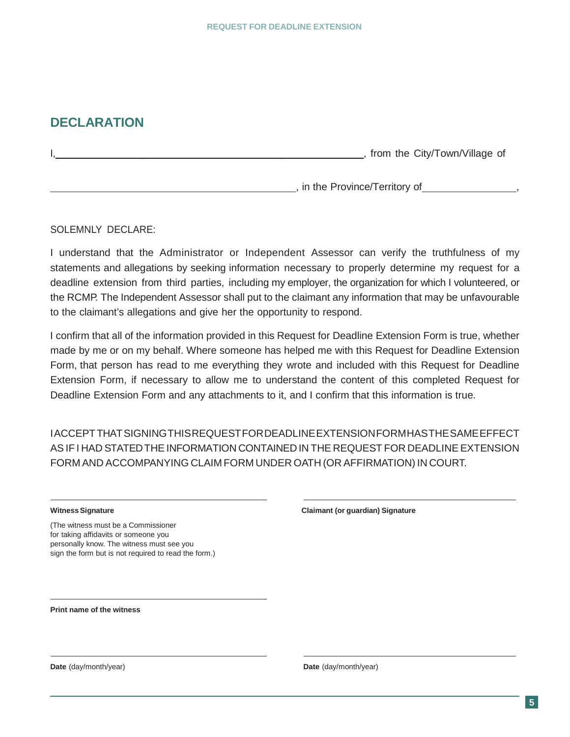## DECLARATION

I, \_\_\_\_\_\_\_\_\_\_\_\_\_\_\_\_\_\_\_\_\_\_\_\_\_\_\_\_\_\_\_\_\_\_\_\_\_\_\_\_, from the City/Town/Village of

\_\_\_\_\_\_\_\_\_\_\_\_\_\_\_\_\_\_\_\_\_\_\_\_\_\_\_\_\_\_\_\_, in the Province/Territory of \_\_\_\_\_\_\_\_\_\_\_\_,

SOLEMNLY DECLARE:

I understand that the Administrator or Independent Assessor can verify the truthfulness of my statements and allegations by seeking information necessary to properly determine my request for a deadline extension from third parties, including my employer, the organization for which I volunteered, or the RCMP. The Independent Assessor shall put to the claimant any information that may be unfavourable to the claimant's allegations and give her the opportunity to respond.

I confirm that all of the information provided in this Request for Deadline Extension Form is true, whether made by me or on my behalf. Where someone has helped me with this Request for Deadline Extension Form, that person has read to me everything they wrote and included with this Request for Deadline Extension Form, if necessary to allow me to understand the content of this completed Request for Deadline Extension Form and any attachments to it, and I confirm that this information is true.

I ACCEPT THAT SIGNING THIS REQUEST FOR DEADLINE EXTENSION FORM HAS THE SAME EFFECT AS IF I HAD STATED THE INFORMATION CONTAINED IN THE REQUEST FOR DEADLINE EXTENSION FORM AND ACCOMPANYING CLAIM FORM UNDER OATH (OR AFFIRMATION) IN COURT.

\_\_\_\_\_\_\_\_\_\_\_\_\_\_\_\_\_\_\_\_\_\_\_\_\_\_\_\_\_\_\_\_

**Witness Signature**

(The witness must be a Commissioner for taking affidavits or someone you personally know. The witness must see you sign the form but is not required to read the form.)

\_\_\_\_\_\_\_\_\_\_\_\_\_\_\_\_\_\_\_\_\_\_\_\_\_\_\_\_\_\_\_\_

**Print name of the witness**

\_\_\_\_\_\_\_\_\_\_\_\_\_\_\_\_\_\_\_\_\_\_\_\_\_\_\_\_\_\_\_\_

**Date** (day/month/year)

\_\_\_\_\_\_\_\_\_\_\_\_\_\_\_\_\_\_\_\_\_\_\_\_\_\_\_\_\_\_\_\_

**Claimant (or guardian) Signature**

\_\_\_\_\_\_\_\_\_\_\_\_\_\_\_\_\_\_\_\_\_\_\_\_\_\_\_\_\_\_\_\_

**Date** (day/month/year)